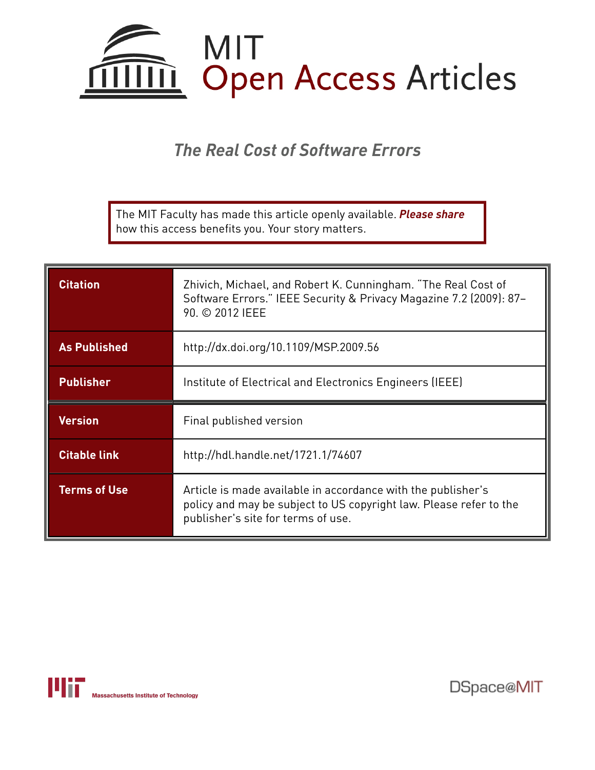# MIT Open Access Articles

## *The Real Cost of Software Errors*

The MIT Faculty has made this article openly available. ***Please share*** how this access benefits you. Your story matters.

| | |
|---|---|
| **Citation** | Zhivich, Michael, and Robert K. Cunningham. "The Real Cost of Software Errors." IEEE Security & Privacy Magazine 7.2 (2009): 87–90. © 2012 IEEE |
| **As Published** | http://dx.doi.org/10.1109/MSP.2009.56 |
| **Publisher** | Institute of Electrical and Electronics Engineers (IEEE) |
| **Version** | Final published version |
| **Citable link** | http://hdl.handle.net/1721.1/74607 |
| **Terms of Use** | Article is made available in accordance with the publisher's policy and may be subject to US copyright law. Please refer to the publisher's site for terms of use. |

Massachusetts Institute of Technology

DSpace@MIT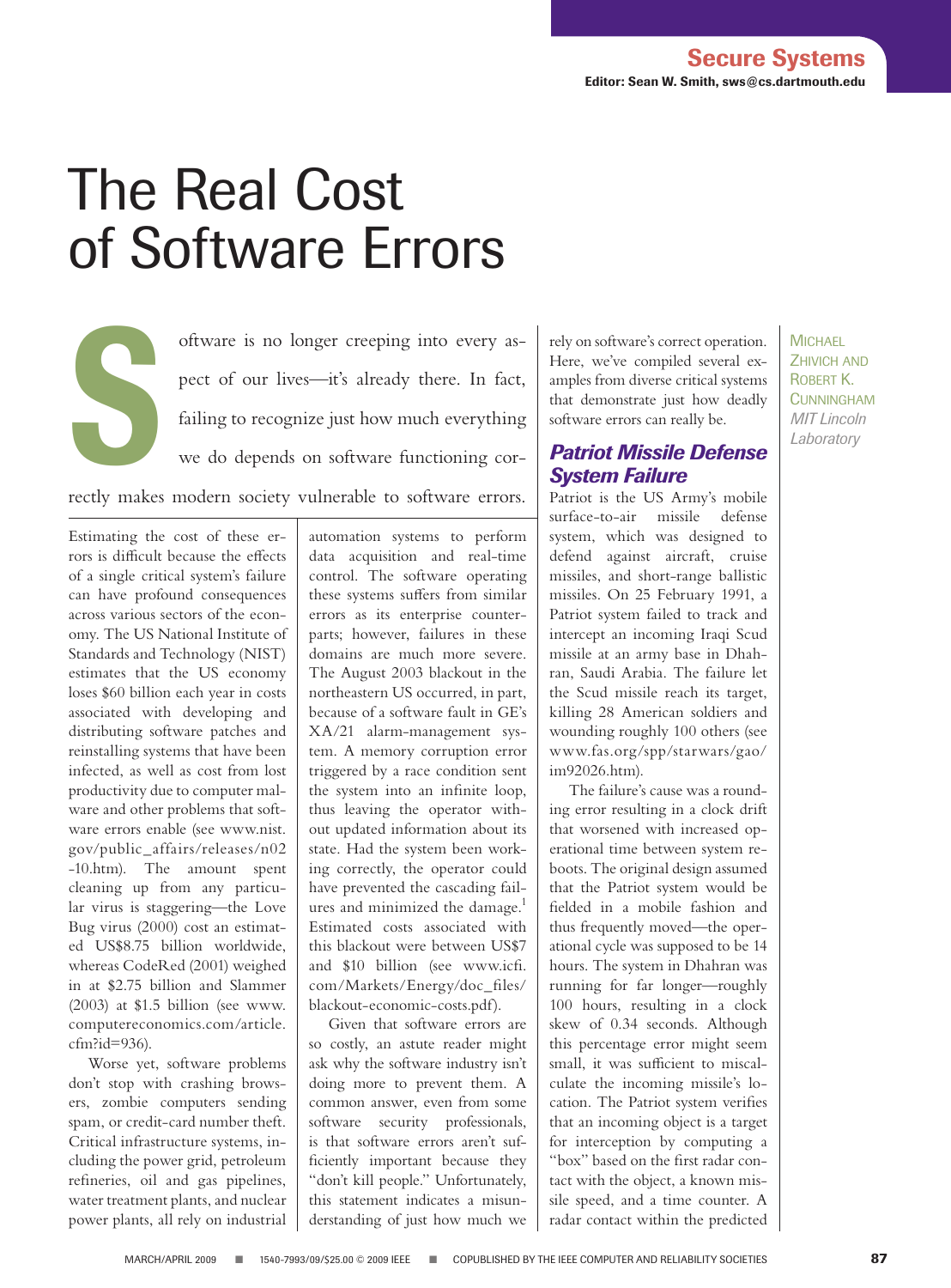# The Real Cost of Software Errors

Michael Zhivich and Robert K. Cunningham
*MIT Lincoln Laboratory*

Software is no longer creeping into every aspect of our lives—it's already there. In fact, failing to recognize just how much everything we do depends on software functioning correctly makes modern society vulnerable to software errors.

Estimating the cost of these errors is difficult because the effects of a single critical system's failure can have profound consequences across various sectors of the economy. The US National Institute of Standards and Technology (NIST) estimates that the US economy loses $60 billion each year in costs associated with developing and distributing software patches and reinstalling systems that have been infected, as well as cost from lost productivity due to computer malware and other problems that software errors enable (see www.nist.gov/public_affairs/releases/n02-10.htm). The amount spent cleaning up from any particular virus is staggering—the Love Bug virus (2000) cost an estimated US$8.75 billion worldwide, whereas CodeRed (2001) weighed in at $2.75 billion and Slammer (2003) at $1.5 billion (see www.computereconomics.com/article.cfm?id=936).

Worse yet, software problems don't stop with crashing browsers, zombie computers sending spam, or credit-card number theft. Critical infrastructure systems, including the power grid, petroleum refineries, oil and gas pipelines, water treatment plants, and nuclear power plants, all rely on industrial automation systems to perform data acquisition and real-time control. The software operating these systems suffers from similar errors as its enterprise counterparts; however, failures in these domains are much more severe. The August 2003 blackout in the northeastern US occurred, in part, because of a software fault in GE's XA/21 alarm-management system. A memory corruption error triggered by a race condition sent the system into an infinite loop, thus leaving the operator without updated information about its state. Had the system been working correctly, the operator could have prevented the cascading failures and minimized the damage.[1] Estimated costs associated with this blackout were between US$7 and $10 billion (see www.icfi.com/Markets/Energy/doc_files/blackout-economic-costs.pdf).

Given that software errors are so costly, an astute reader might ask why the software industry isn't doing more to prevent them. A common answer, even from some software security professionals, is that software errors aren't sufficiently important because they "don't kill people." Unfortunately, this statement indicates a misunderstanding of just how much we rely on software's correct operation. Here, we've compiled several examples from diverse critical systems that demonstrate just how deadly software errors can really be.

## Patriot Missile Defense System Failure

Patriot is the US Army's mobile surface-to-air missile defense system, which was designed to defend against aircraft, cruise missiles, and short-range ballistic missiles. On 25 February 1991, a Patriot system failed to track and intercept an incoming Iraqi Scud missile at an army base in Dhahran, Saudi Arabia. The failure let the Scud missile reach its target, killing 28 American soldiers and wounding roughly 100 others (see www.fas.org/spp/starwars/gao/im92026.htm).

The failure's cause was a rounding error resulting in a clock drift that worsened with increased operational time between system reboots. The original design assumed that the Patriot system would be fielded in a mobile fashion and thus frequently moved—the operational cycle was supposed to be 14 hours. The system in Dhahran was running for far longer—roughly 100 hours, resulting in a clock skew of 0.34 seconds. Although this percentage error might seem small, it was sufficient to miscalculate the incoming missile's location. The Patriot system verifies that an incoming object is a target for interception by computing a "box" based on the first radar contact with the object, a known missile speed, and a time counter. A radar contact within the predicted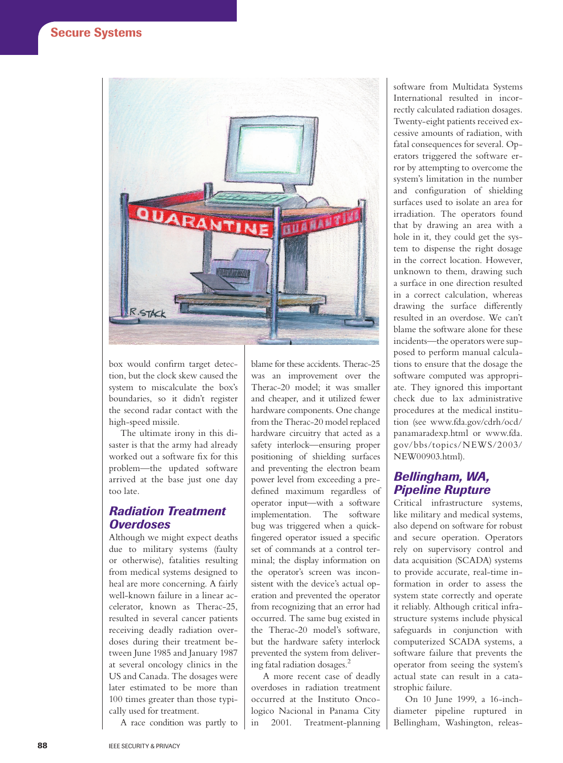box would confirm target detection, but the clock skew caused the system to miscalculate the box's boundaries, so it didn't register the second radar contact with the high-speed missile.

The ultimate irony in this disaster is that the army had already worked out a software fix for this problem—the updated software arrived at the base just one day too late.

## Radiation Treatment Overdoses

Although we might expect deaths due to military systems (faulty or otherwise), fatalities resulting from medical systems designed to heal are more concerning. A fairly well-known failure in a linear accelerator, known as Therac-25, resulted in several cancer patients receiving deadly radiation overdoses during their treatment between June 1985 and January 1987 at several oncology clinics in the US and Canada. The dosages were later estimated to be more than 100 times greater than those typically used for treatment.

A race condition was partly to blame for these accidents. Therac-25 was an improvement over the Therac-20 model; it was smaller and cheaper, and it utilized fewer hardware components. One change from the Therac-20 model replaced hardware circuitry that acted as a safety interlock—ensuring proper positioning of shielding surfaces and preventing the electron beam power level from exceeding a predefined maximum regardless of operator input—with a software implementation. The software bug was triggered when a quick-fingered operator issued a specific set of commands at a control terminal; the display information on the operator's screen was inconsistent with the device's actual operation and prevented the operator from recognizing that an error had occurred. The same bug existed in the Therac-20 model's software, but the hardware safety interlock prevented the system from delivering fatal radiation dosages.[2]

A more recent case of deadly overdoses in radiation treatment occurred at the Instituto Oncologico Nacional in Panama City in 2001. Treatment-planning software from Multidata Systems International resulted in incorrectly calculated radiation dosages. Twenty-eight patients received excessive amounts of radiation, with fatal consequences for several. Operators triggered the software error by attempting to overcome the system's limitation in the number and configuration of shielding surfaces used to isolate an area for irradiation. The operators found that by drawing an area with a hole in it, they could get the system to dispense the right dosage in the correct location. However, unknown to them, drawing such a surface in one direction resulted in a correct calculation, whereas drawing the surface differently resulted in an overdose. We can't blame the software alone for these incidents—the operators were supposed to perform manual calculations to ensure that the dosage the software computed was appropriate. They ignored this important check due to lax administrative procedures at the medical institution (see www.fda.gov/cdrh/ocd/panamaradexp.html or www.fda.gov/bbs/topics/NEWS/2003/NEW00903.html).

## Bellingham, WA, Pipeline Rupture

Critical infrastructure systems, like military and medical systems, also depend on software for robust and secure operation. Operators rely on supervisory control and data acquisition (SCADA) systems to provide accurate, real-time information in order to assess the system state correctly and operate it reliably. Although critical infrastructure systems include physical safeguards in conjunction with computerized SCADA systems, a software failure that prevents the operator from seeing the system's actual state can result in a catastrophic failure.

On 10 June 1999, a 16-inch-diameter pipeline ruptured in Bellingham, Washington, releas-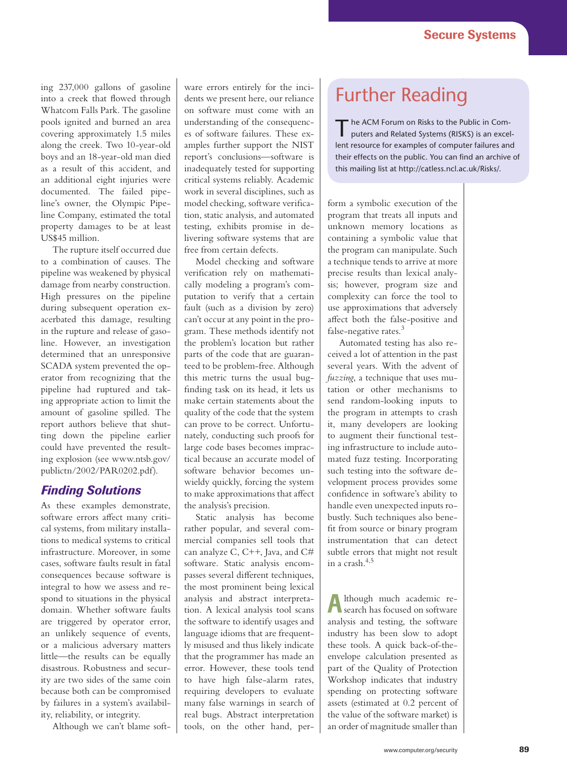ing 237,000 gallons of gasoline into a creek that flowed through Whatcom Falls Park. The gasoline pools ignited and burned an area covering approximately 1.5 miles along the creek. Two 10-year-old boys and an 18-year-old man died as a result of this accident, and an additional eight injuries were documented. The failed pipeline's owner, the Olympic Pipeline Company, estimated the total property damages to be at least US$45 million.

The rupture itself occurred due to a combination of causes. The pipeline was weakened by physical damage from nearby construction. High pressures on the pipeline during subsequent operation exacerbated this damage, resulting in the rupture and release of gasoline. However, an investigation determined that an unresponsive SCADA system prevented the operator from recognizing that the pipeline had ruptured and taking appropriate action to limit the amount of gasoline spilled. The report authors believe that shutting down the pipeline earlier could have prevented the resulting explosion (see www.ntsb.gov/publictn/2002/PAR0202.pdf).

## *Finding Solutions*

As these examples demonstrate, software errors affect many critical systems, from military installations to medical systems to critical infrastructure. Moreover, in some cases, software faults result in fatal consequences because software is integral to how we assess and respond to situations in the physical domain. Whether software faults are triggered by operator error, an unlikely sequence of events, or a malicious adversary matters little—the results can be equally disastrous. Robustness and security are two sides of the same coin because both can be compromised by failures in a system's availability, reliability, or integrity.

Although we can't blame software errors entirely for the incidents we present here, our reliance on software must come with an understanding of the consequences of software failures. These examples further support the NIST report's conclusions—software is inadequately tested for supporting critical systems reliably. Academic work in several disciplines, such as model checking, software verification, static analysis, and automated testing, exhibits promise in delivering software systems that are free from certain defects.

Model checking and software verification rely on mathematically modeling a program's computation to verify that a certain fault (such as a division by zero) can't occur at any point in the program. These methods identify not the problem's location but rather parts of the code that are guaranteed to be problem-free. Although this metric turns the usual bug-finding task on its head, it lets us make certain statements about the quality of the code that the system can prove to be correct. Unfortunately, conducting such proofs for large code bases becomes impractical because an accurate model of software behavior becomes unwieldy quickly, forcing the system to make approximations that affect the analysis's precision.

Static analysis has become rather popular, and several commercial companies sell tools that can analyze C, C++, Java, and C# software. Static analysis encompasses several different techniques, the most prominent being lexical analysis and abstract interpretation. A lexical analysis tool scans the software to identify usages and language idioms that are frequently misused and thus likely indicate that the programmer has made an error. However, these tools tend to have high false-alarm rates, requiring developers to evaluate many false warnings in search of real bugs. Abstract interpretation tools, on the other hand, perform a symbolic execution of the program that treats all inputs and unknown memory locations as containing a symbolic value that the program can manipulate. Such a technique tends to arrive at more precise results than lexical analysis; however, program size and complexity can force the tool to use approximations that adversely affect both the false-positive and false-negative rates.[3]

Automated testing has also received a lot of attention in the past several years. With the advent of *fuzzing*, a technique that uses mutation or other mechanisms to send random-looking inputs to the program in attempts to crash it, many developers are looking to augment their functional testing infrastructure to include automated fuzz testing. Incorporating such testing into the software development process provides some confidence in software's ability to handle even unexpected inputs robustly. Such techniques also benefit from source or binary program instrumentation that can detect subtle errors that might not result in a crash.[4,5]

Although much academic research has focused on software analysis and testing, the software industry has been slow to adopt these tools. A quick back-of-the-envelope calculation presented as part of the Quality of Protection Workshop indicates that industry spending on protecting software assets (estimated at 0.2 percent of the value of the software market) is an order of magnitude smaller than

## Further Reading

The ACM Forum on Risks to the Public in Computers and Related Systems (RISKS) is an excellent resource for examples of computer failures and their effects on the public. You can find an archive of this mailing list at http://catless.ncl.ac.uk/Risks/.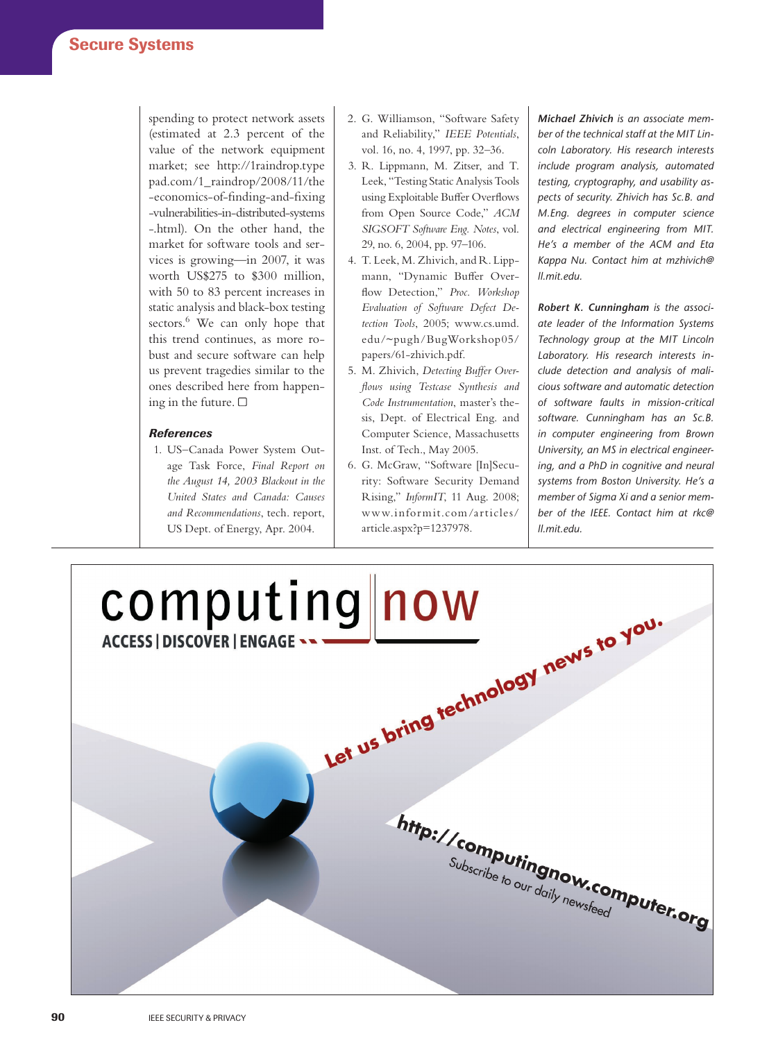spending to protect network assets (estimated at 2.3 percent of the value of the network equipment market; see http://1raindrop.typepad.com/1_raindrop/2008/11/the-economics-of-finding-and-fixing-vulnerabilities-in-distributed-systems-.html). On the other hand, the market for software tools and services is growing—in 2007, it was worth US$275 to $300 million, with 50 to 83 percent increases in static analysis and black-box testing sectors.[6] We can only hope that this trend continues, as more robust and secure software can help us prevent tragedies similar to the ones described here from happening in the future. □

### References

1. US–Canada Power System Outage Task Force, *Final Report on the August 14, 2003 Blackout in the United States and Canada: Causes and Recommendations*, tech. report, US Dept. of Energy, Apr. 2004.
2. G. Williamson, "Software Safety and Reliability," *IEEE Potentials*, vol. 16, no. 4, 1997, pp. 32–36.
3. R. Lippmann, M. Zitser, and T. Leek, "Testing Static Analysis Tools using Exploitable Buffer Overflows from Open Source Code," *ACM SIGSOFT Software Eng. Notes*, vol. 29, no. 6, 2004, pp. 97–106.
4. T. Leek, M. Zhivich, and R. Lippmann, "Dynamic Buffer Overflow Detection," *Proc. Workshop Evaluation of Software Defect Detection Tools*, 2005; www.cs.umd.edu/~pugh/BugWorkshop05/papers/61-zhivich.pdf.
5. M. Zhivich, *Detecting Buffer Overflows using Testcase Synthesis and Code Instrumentation*, master's thesis, Dept. of Electrical Eng. and Computer Science, Massachusetts Inst. of Tech., May 2005.
6. G. McGraw, "Software [In]Security: Software Security Demand Rising," *InformIT*, 11 Aug. 2008; www.informit.com/articles/article.aspx?p=1237978.

***Michael Zhivich*** *is an associate member of the technical staff at the MIT Lincoln Laboratory. His research interests include program analysis, automated testing, cryptography, and usability aspects of security. Zhivich has Sc.B. and M.Eng. degrees in computer science and electrical engineering from MIT. He's a member of the ACM and Eta Kappa Nu. Contact him at mzhivich@ll.mit.edu.*

***Robert K. Cunningham*** *is the associate leader of the Information Systems Technology group at the MIT Lincoln Laboratory. His research interests include detection and analysis of malicious software and automatic detection of software faults in mission-critical software. Cunningham has an Sc.B. in computer engineering from Brown University, an MS in electrical engineering, and a PhD in cognitive and neural systems from Boston University. He's a member of Sigma Xi and a senior member of the IEEE. Contact him at rkc@ll.mit.edu.*

computing now

ACCESS | DISCOVER | ENGAGE

Let us bring technology news to you.

http://computingnow.computer.org

Subscribe to our daily newsfeed